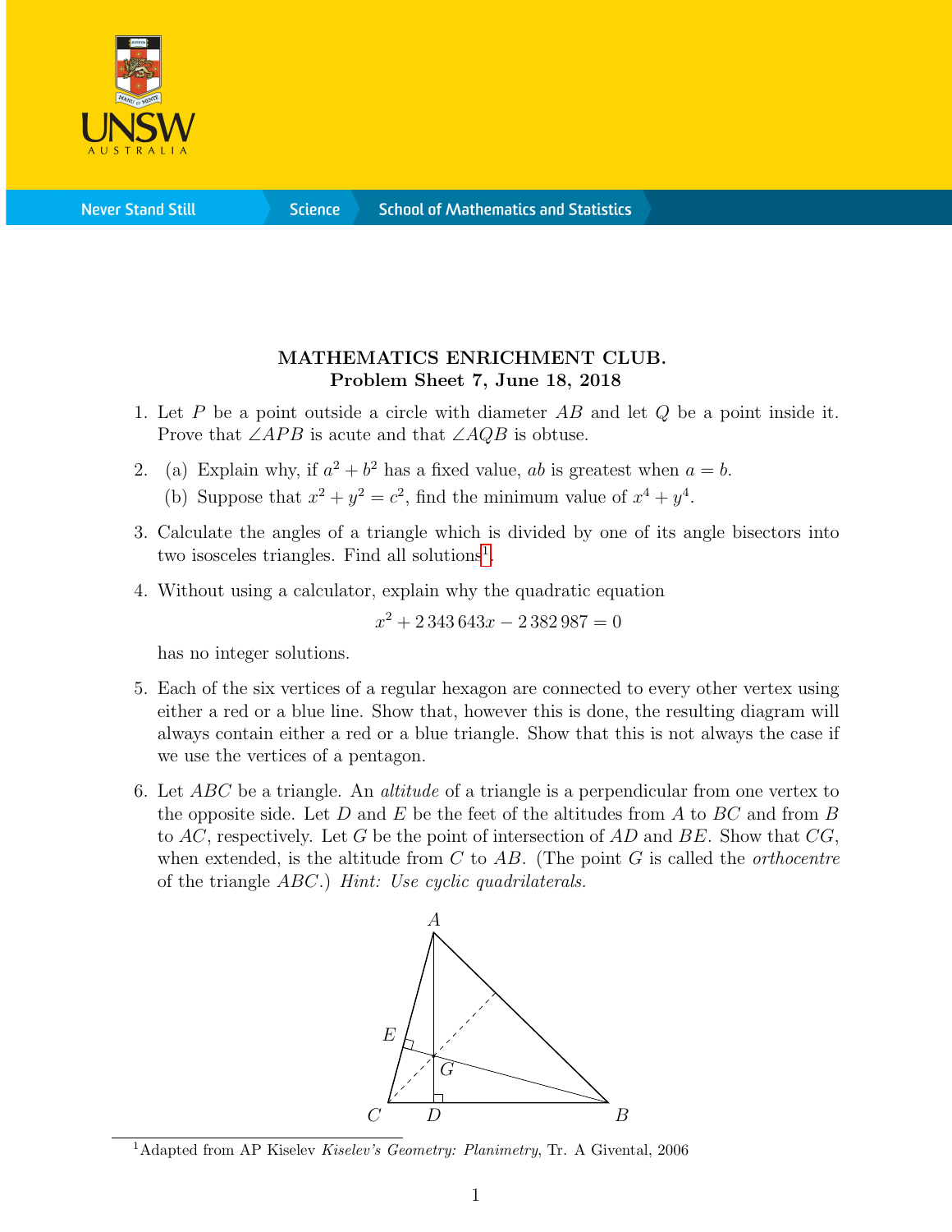# MATHEMATICS ENRICHMENT CLUB.
## Problem Sheet 7, June 18, 2018

1. Let $P$ be a point outside a circle with diameter $AB$ and let $Q$ be a point inside it. Prove that $\angle APB$ is acute and that $\angle AQB$ is obtuse.

2. (a) Explain why, if $a^2 + b^2$ has a fixed value, $ab$ is greatest when $a = b$.

   (b) Suppose that $x^2 + y^2 = c^2$, find the minimum value of $x^4 + y^4$.

3. Calculate the angles of a triangle which is divided by one of its angle bisectors into two isosceles triangles. Find all solutions[1].

4. Without using a calculator, explain why the quadratic equation

$$x^2 + 2\,343\,643x - 2\,382\,987 = 0$$

   has no integer solutions.

5. Each of the six vertices of a regular hexagon are connected to every other vertex using either a red or a blue line. Show that, however this is done, the resulting diagram will always contain either a red or a blue triangle. Show that this is not always the case if we use the vertices of a pentagon.

6. Let $ABC$ be a triangle. An *altitude* of a triangle is a perpendicular from one vertex to the opposite side. Let $D$ and $E$ be the feet of the altitudes from $A$ to $BC$ and from $B$ to $AC$, respectively. Let $G$ be the point of intersection of $AD$ and $BE$. Show that $CG$, when extended, is the altitude from $C$ to $AB$. (The point $G$ is called the *orthocentre* of the triangle $ABC$.) *Hint: Use cyclic quadrilaterals.*

[1] Adapted from AP Kiselev *Kiselev's Geometry: Planimetry*, Tr. A Givental, 2006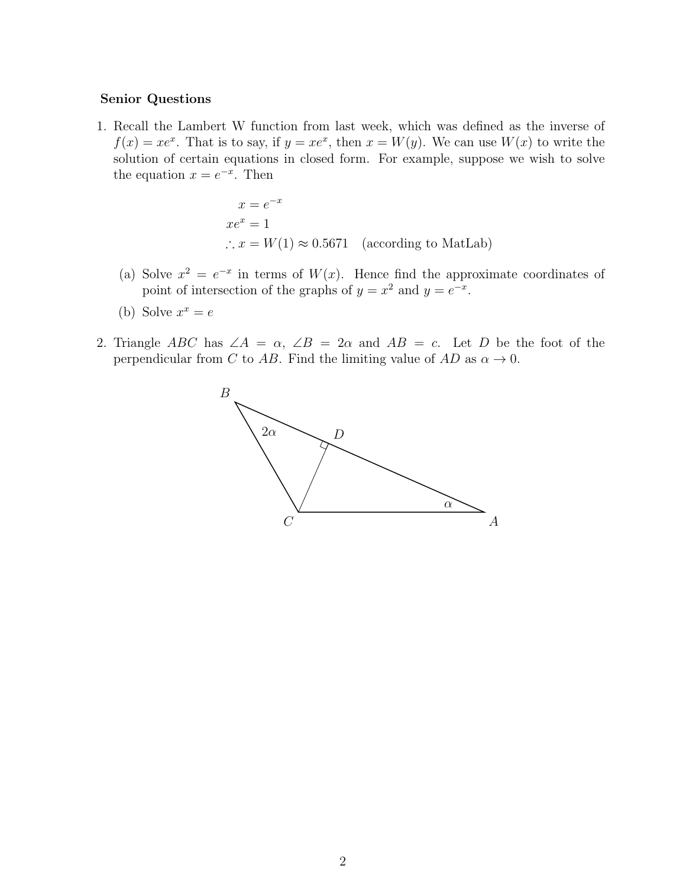**Senior Questions**

1. Recall the Lambert W function from last week, which was defined as the inverse of $f(x) = xe^x$. That is to say, if $y = xe^x$, then $x = W(y)$. We can use $W(x)$ to write the solution of certain equations in closed form. For example, suppose we wish to solve the equation $x = e^{-x}$. Then

$$
\begin{aligned}
x &= e^{-x} \\
xe^x &= 1 \\
\therefore x &= W(1) \approx 0.5671 \quad \text{(according to MatLab)}
\end{aligned}
$$

   (a) Solve $x^2 = e^{-x}$ in terms of $W(x)$. Hence find the approximate coordinates of point of intersection of the graphs of $y = x^2$ and $y = e^{-x}$.

   (b) Solve $x^x = e$

2. Triangle $ABC$ has $\angle A = \alpha$, $\angle B = 2\alpha$ and $AB = c$. Let $D$ be the foot of the perpendicular from $C$ to $AB$. Find the limiting value of $AD$ as $\alpha \to 0$.

B

$2\alpha$

D

$\alpha$

C

A